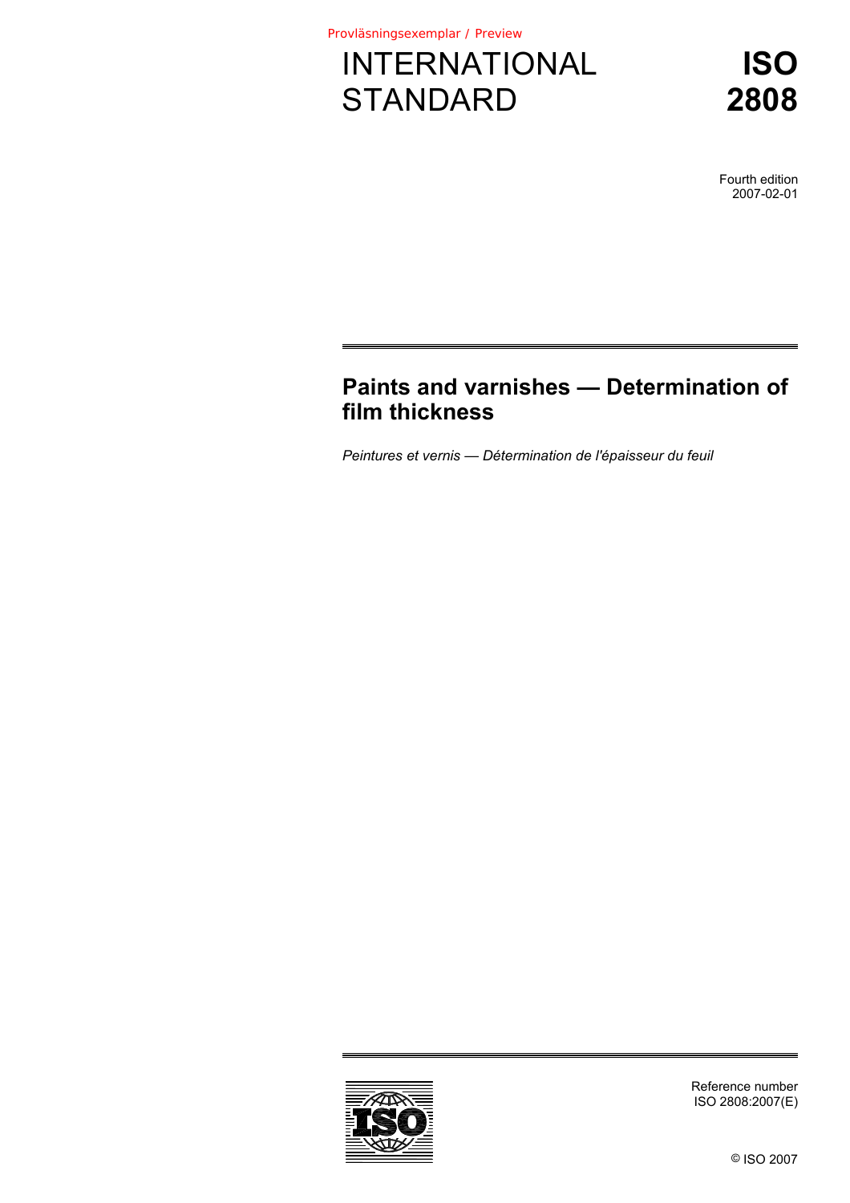Provläsningsexemplar / Preview

# INTERNATIONAL STANDARD

# ISO 2808

Fourth edition
2007-02-01

## Paints and varnishes — Determination of film thickness

*Peintures et vernis — Détermination de l'épaisseur du feuil*

Reference number
ISO 2808:2007(E)

© ISO 2007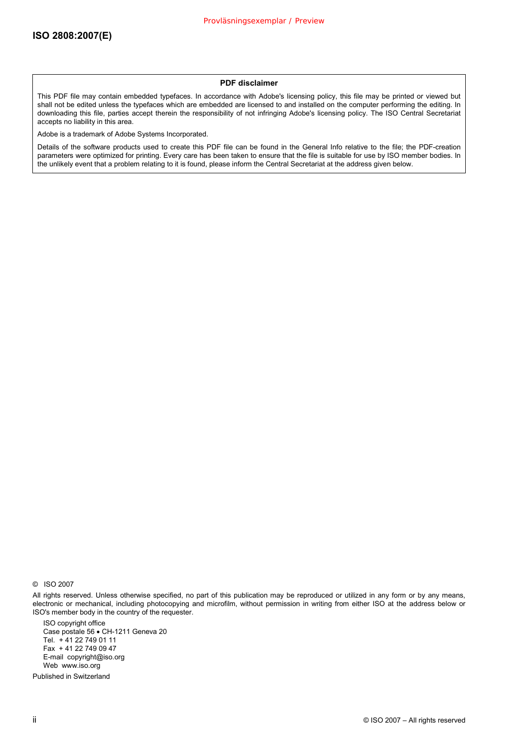**PDF disclaimer**

This PDF file may contain embedded typefaces. In accordance with Adobe's licensing policy, this file may be printed or viewed but shall not be edited unless the typefaces which are embedded are licensed to and installed on the computer performing the editing. In downloading this file, parties accept therein the responsibility of not infringing Adobe's licensing policy. The ISO Central Secretariat accepts no liability in this area.

Adobe is a trademark of Adobe Systems Incorporated.

Details of the software products used to create this PDF file can be found in the General Info relative to the file; the PDF-creation parameters were optimized for printing. Every care has been taken to ensure that the file is suitable for use by ISO member bodies. In the unlikely event that a problem relating to it is found, please inform the Central Secretariat at the address given below.

© ISO 2007

All rights reserved. Unless otherwise specified, no part of this publication may be reproduced or utilized in any form or by any means, electronic or mechanical, including photocopying and microfilm, without permission in writing from either ISO at the address below or ISO's member body in the country of the requester.

ISO copyright office
Case postale 56 • CH-1211 Geneva 20
Tel. + 41 22 749 01 11
Fax + 41 22 749 09 47
E-mail copyright@iso.org
Web www.iso.org

Published in Switzerland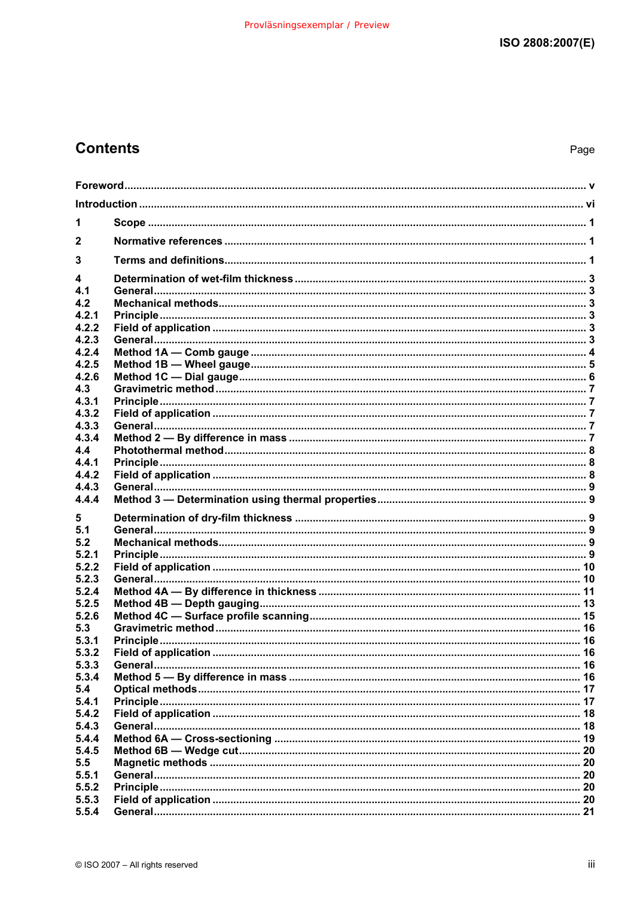# Contents

Page

Foreword ..... v

Introduction ..... vi

1 Scope ..... 1

2 Normative references ..... 1

3 Terms and definitions ..... 1

4 Determination of wet-film thickness ..... 3
4.1 General ..... 3
4.2 Mechanical methods ..... 3
4.2.1 Principle ..... 3
4.2.2 Field of application ..... 3
4.2.3 General ..... 3
4.2.4 Method 1A — Comb gauge ..... 4
4.2.5 Method 1B — Wheel gauge ..... 5
4.2.6 Method 1C — Dial gauge ..... 6
4.3 Gravimetric method ..... 7
4.3.1 Principle ..... 7
4.3.2 Field of application ..... 7
4.3.3 General ..... 7
4.3.4 Method 2 — By difference in mass ..... 7
4.4 Photothermal method ..... 8
4.4.1 Principle ..... 8
4.4.2 Field of application ..... 8
4.4.3 General ..... 9
4.4.4 Method 3 — Determination using thermal properties ..... 9

5 Determination of dry-film thickness ..... 9
5.1 General ..... 9
5.2 Mechanical methods ..... 9
5.2.1 Principle ..... 9
5.2.2 Field of application ..... 10
5.2.3 General ..... 10
5.2.4 Method 4A — By difference in thickness ..... 11
5.2.5 Method 4B — Depth gauging ..... 13
5.2.6 Method 4C — Surface profile scanning ..... 15
5.3 Gravimetric method ..... 16
5.3.1 Principle ..... 16
5.3.2 Field of application ..... 16
5.3.3 General ..... 16
5.3.4 Method 5 — By difference in mass ..... 16
5.4 Optical methods ..... 17
5.4.1 Principle ..... 17
5.4.2 Field of application ..... 18
5.4.3 General ..... 18
5.4.4 Method 6A — Cross-sectioning ..... 19
5.4.5 Method 6B — Wedge cut ..... 20
5.5 Magnetic methods ..... 20
5.5.1 General ..... 20
5.5.2 Principle ..... 20
5.5.3 Field of application ..... 20
5.5.4 General ..... 21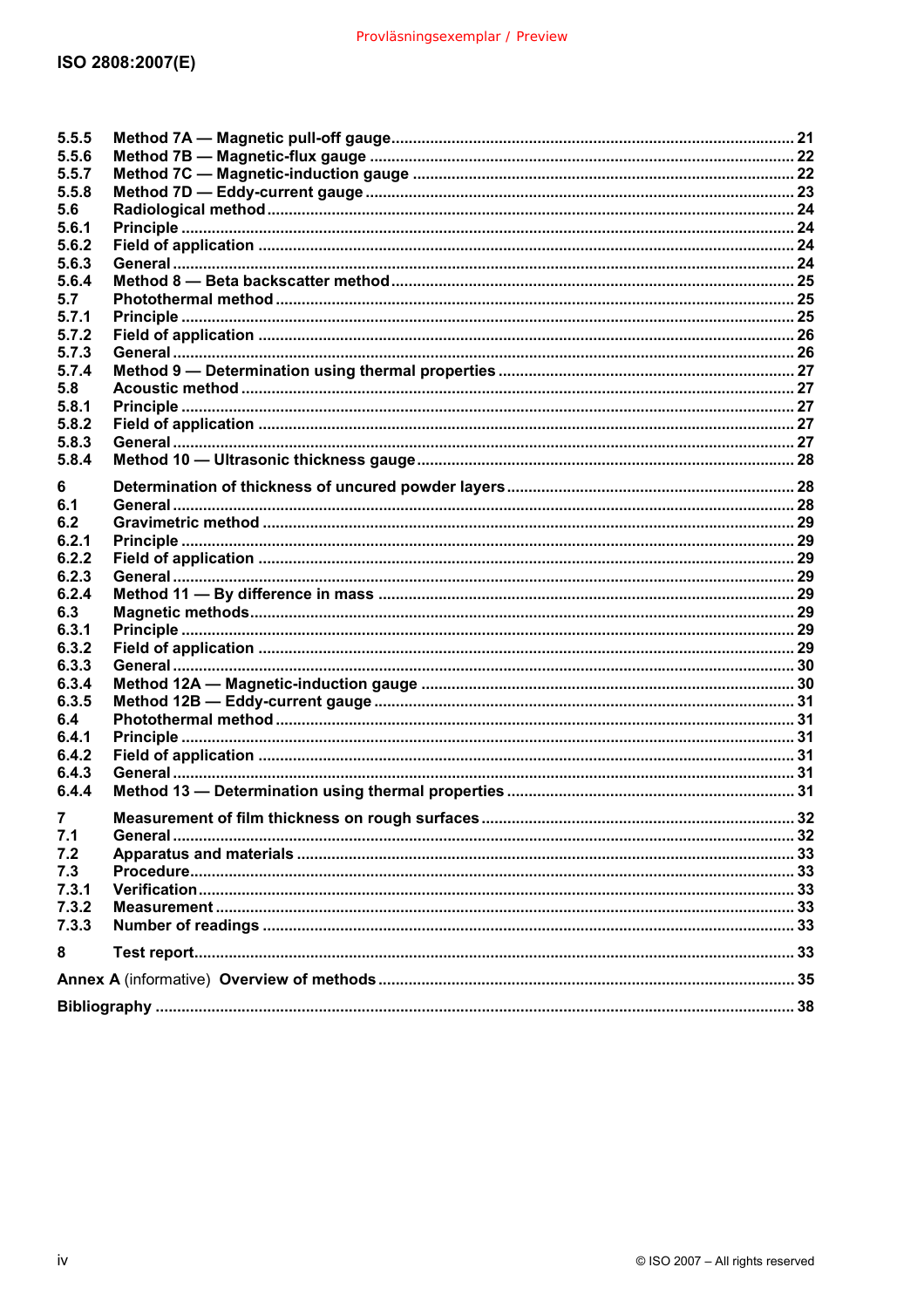| | | |
|---|---|---|
| 5.5.5 | Method 7A — Magnetic pull-off gauge | 21 |
| 5.5.6 | Method 7B — Magnetic-flux gauge | 22 |
| 5.5.7 | Method 7C — Magnetic-induction gauge | 22 |
| 5.5.8 | Method 7D — Eddy-current gauge | 23 |
| 5.6 | Radiological method | 24 |
| 5.6.1 | Principle | 24 |
| 5.6.2 | Field of application | 24 |
| 5.6.3 | General | 24 |
| 5.6.4 | Method 8 — Beta backscatter method | 25 |
| 5.7 | Photothermal method | 25 |
| 5.7.1 | Principle | 25 |
| 5.7.2 | Field of application | 26 |
| 5.7.3 | General | 26 |
| 5.7.4 | Method 9 — Determination using thermal properties | 27 |
| 5.8 | Acoustic method | 27 |
| 5.8.1 | Principle | 27 |
| 5.8.2 | Field of application | 27 |
| 5.8.3 | General | 27 |
| 5.8.4 | Method 10 — Ultrasonic thickness gauge | 28 |
| 6 | Determination of thickness of uncured powder layers | 28 |
| 6.1 | General | 28 |
| 6.2 | Gravimetric method | 29 |
| 6.2.1 | Principle | 29 |
| 6.2.2 | Field of application | 29 |
| 6.2.3 | General | 29 |
| 6.2.4 | Method 11 — By difference in mass | 29 |
| 6.3 | Magnetic methods | 29 |
| 6.3.1 | Principle | 29 |
| 6.3.2 | Field of application | 29 |
| 6.3.3 | General | 30 |
| 6.3.4 | Method 12A — Magnetic-induction gauge | 30 |
| 6.3.5 | Method 12B — Eddy-current gauge | 31 |
| 6.4 | Photothermal method | 31 |
| 6.4.1 | Principle | 31 |
| 6.4.2 | Field of application | 31 |
| 6.4.3 | General | 31 |
| 6.4.4 | Method 13 — Determination using thermal properties | 31 |
| 7 | Measurement of film thickness on rough surfaces | 32 |
| 7.1 | General | 32 |
| 7.2 | Apparatus and materials | 33 |
| 7.3 | Procedure | 33 |
| 7.3.1 | Verification | 33 |
| 7.3.2 | Measurement | 33 |
| 7.3.3 | Number of readings | 33 |
| 8 | Test report | 33 |
| Annex A (informative) | Overview of methods | 35 |
| Bibliography | | 38 |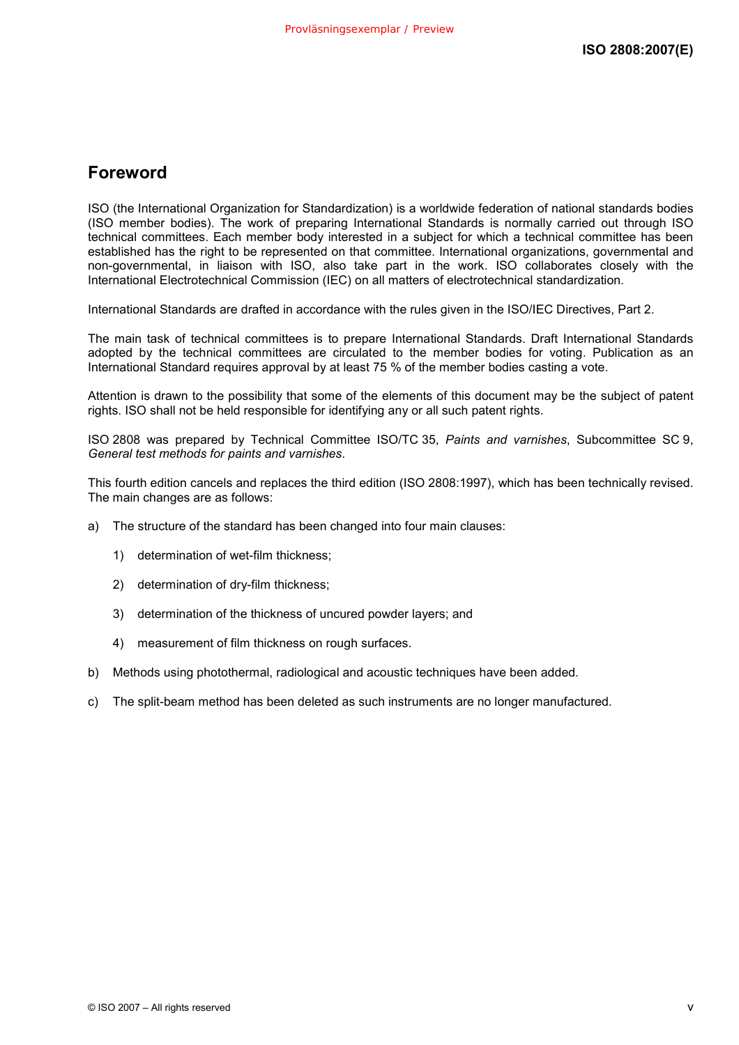## Foreword

ISO (the International Organization for Standardization) is a worldwide federation of national standards bodies (ISO member bodies). The work of preparing International Standards is normally carried out through ISO technical committees. Each member body interested in a subject for which a technical committee has been established has the right to be represented on that committee. International organizations, governmental and non-governmental, in liaison with ISO, also take part in the work. ISO collaborates closely with the International Electrotechnical Commission (IEC) on all matters of electrotechnical standardization.

International Standards are drafted in accordance with the rules given in the ISO/IEC Directives, Part 2.

The main task of technical committees is to prepare International Standards. Draft International Standards adopted by the technical committees are circulated to the member bodies for voting. Publication as an International Standard requires approval by at least 75 % of the member bodies casting a vote.

Attention is drawn to the possibility that some of the elements of this document may be the subject of patent rights. ISO shall not be held responsible for identifying any or all such patent rights.

ISO 2808 was prepared by Technical Committee ISO/TC 35, *Paints and varnishes*, Subcommittee SC 9, *General test methods for paints and varnishes*.

This fourth edition cancels and replaces the third edition (ISO 2808:1997), which has been technically revised. The main changes are as follows:

a) The structure of the standard has been changed into four main clauses:

   1) determination of wet-film thickness;

   2) determination of dry-film thickness;

   3) determination of the thickness of uncured powder layers; and

   4) measurement of film thickness on rough surfaces.

b) Methods using photothermal, radiological and acoustic techniques have been added.

c) The split-beam method has been deleted as such instruments are no longer manufactured.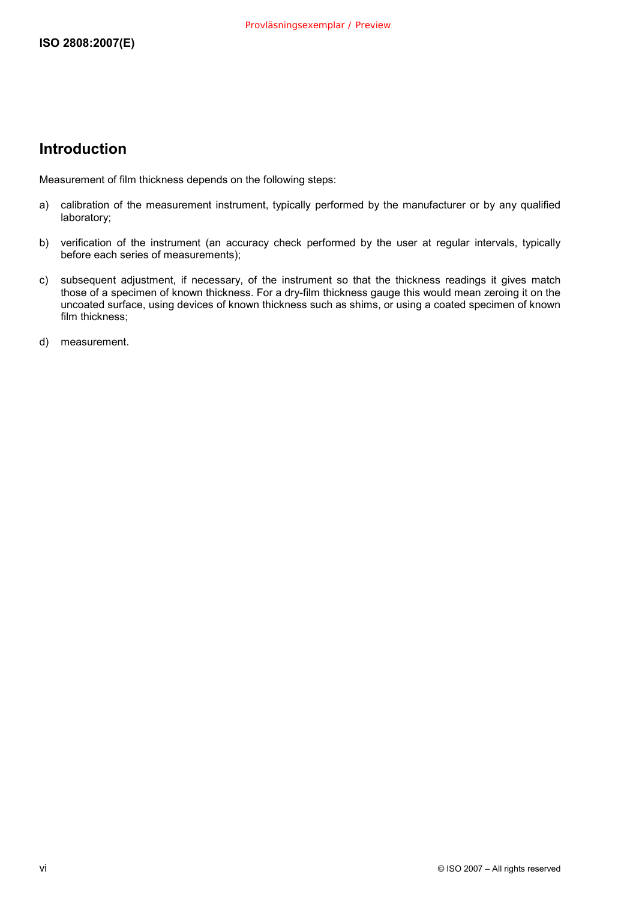## Introduction

Measurement of film thickness depends on the following steps:

a) calibration of the measurement instrument, typically performed by the manufacturer or by any qualified laboratory;

b) verification of the instrument (an accuracy check performed by the user at regular intervals, typically before each series of measurements);

c) subsequent adjustment, if necessary, of the instrument so that the thickness readings it gives match those of a specimen of known thickness. For a dry-film thickness gauge this would mean zeroing it on the uncoated surface, using devices of known thickness such as shims, or using a coated specimen of known film thickness;

d) measurement.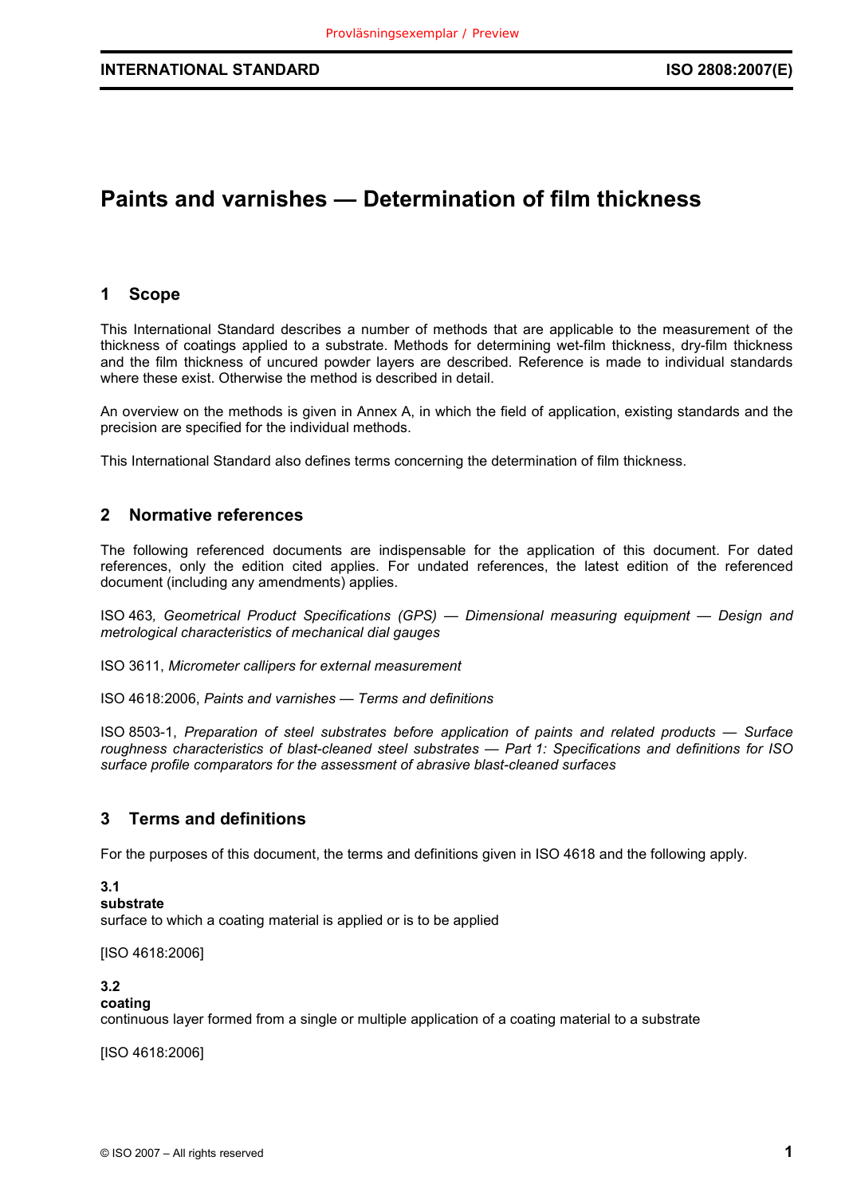# Paints and varnishes — Determination of film thickness

## 1 Scope

This International Standard describes a number of methods that are applicable to the measurement of the thickness of coatings applied to a substrate. Methods for determining wet-film thickness, dry-film thickness and the film thickness of uncured powder layers are described. Reference is made to individual standards where these exist. Otherwise the method is described in detail.

An overview on the methods is given in Annex A, in which the field of application, existing standards and the precision are specified for the individual methods.

This International Standard also defines terms concerning the determination of film thickness.

## 2 Normative references

The following referenced documents are indispensable for the application of this document. For dated references, only the edition cited applies. For undated references, the latest edition of the referenced document (including any amendments) applies.

ISO 463*, Geometrical Product Specifications (GPS) — Dimensional measuring equipment — Design and metrological characteristics of mechanical dial gauges*

ISO 3611, *Micrometer callipers for external measurement*

ISO 4618:2006, *Paints and varnishes — Terms and definitions*

ISO 8503-1, *Preparation of steel substrates before application of paints and related products — Surface roughness characteristics of blast-cleaned steel substrates — Part 1: Specifications and definitions for ISO surface profile comparators for the assessment of abrasive blast-cleaned surfaces*

## 3 Terms and definitions

For the purposes of this document, the terms and definitions given in ISO 4618 and the following apply.

**3.1**
**substrate**
surface to which a coating material is applied or is to be applied

[ISO 4618:2006]

**3.2**
**coating**
continuous layer formed from a single or multiple application of a coating material to a substrate

[ISO 4618:2006]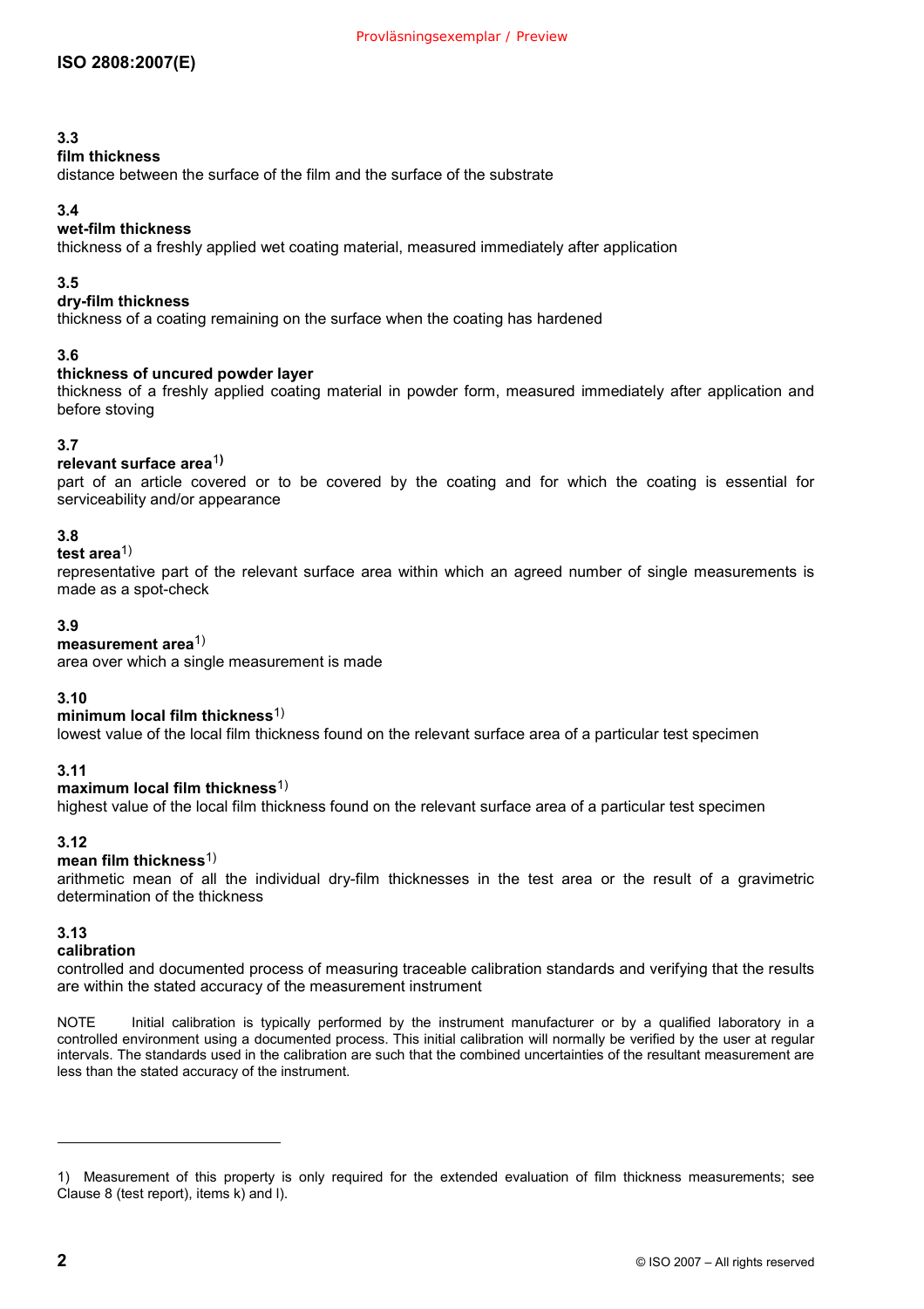**3.3**
**film thickness**
distance between the surface of the film and the surface of the substrate

**3.4**
**wet-film thickness**
thickness of a freshly applied wet coating material, measured immediately after application

**3.5**
**dry-film thickness**
thickness of a coating remaining on the surface when the coating has hardened

**3.6**
**thickness of uncured powder layer**
thickness of a freshly applied coating material in powder form, measured immediately after application and before stoving

**3.7**
**relevant surface area**[1)]
part of an article covered or to be covered by the coating and for which the coating is essential for serviceability and/or appearance

**3.8**
**test area**[1)]
representative part of the relevant surface area within which an agreed number of single measurements is made as a spot-check

**3.9**
**measurement area**[1)]
area over which a single measurement is made

**3.10**
**minimum local film thickness**[1)]
lowest value of the local film thickness found on the relevant surface area of a particular test specimen

**3.11**
**maximum local film thickness**[1)]
highest value of the local film thickness found on the relevant surface area of a particular test specimen

**3.12**
**mean film thickness**[1)]
arithmetic mean of all the individual dry-film thicknesses in the test area or the result of a gravimetric determination of the thickness

**3.13**
**calibration**
controlled and documented process of measuring traceable calibration standards and verifying that the results are within the stated accuracy of the measurement instrument

NOTE Initial calibration is typically performed by the instrument manufacturer or by a qualified laboratory in a controlled environment using a documented process. This initial calibration will normally be verified by the user at regular intervals. The standards used in the calibration are such that the combined uncertainties of the resultant measurement are less than the stated accuracy of the instrument.

---

1) Measurement of this property is only required for the extended evaluation of film thickness measurements; see Clause 8 (test report), items k) and l).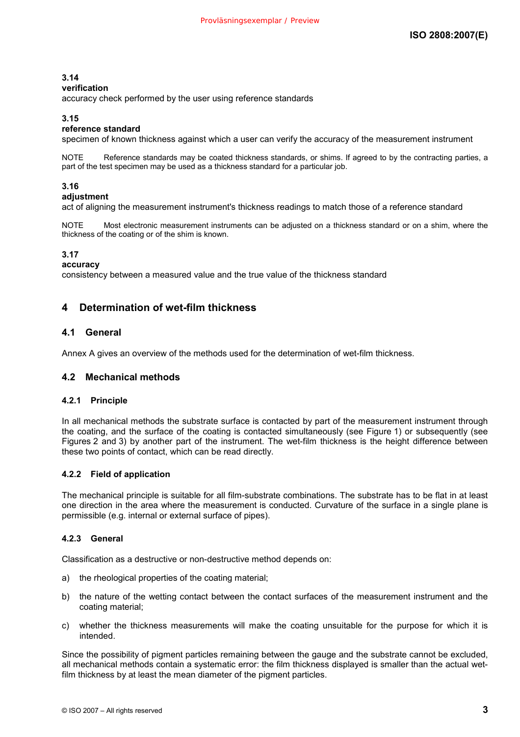**3.14**
**verification**
accuracy check performed by the user using reference standards

**3.15**
**reference standard**
specimen of known thickness against which a user can verify the accuracy of the measurement instrument

NOTE Reference standards may be coated thickness standards, or shims. If agreed to by the contracting parties, a part of the test specimen may be used as a thickness standard for a particular job.

**3.16**
**adjustment**
act of aligning the measurement instrument's thickness readings to match those of a reference standard

NOTE Most electronic measurement instruments can be adjusted on a thickness standard or on a shim, where the thickness of the coating or of the shim is known.

**3.17**
**accuracy**
consistency between a measured value and the true value of the thickness standard

## 4 Determination of wet-film thickness

### 4.1 General

Annex A gives an overview of the methods used for the determination of wet-film thickness.

### 4.2 Mechanical methods

#### 4.2.1 Principle

In all mechanical methods the substrate surface is contacted by part of the measurement instrument through the coating, and the surface of the coating is contacted simultaneously (see Figure 1) or subsequently (see Figures 2 and 3) by another part of the instrument. The wet-film thickness is the height difference between these two points of contact, which can be read directly.

#### 4.2.2 Field of application

The mechanical principle is suitable for all film-substrate combinations. The substrate has to be flat in at least one direction in the area where the measurement is conducted. Curvature of the surface in a single plane is permissible (e.g. internal or external surface of pipes).

#### 4.2.3 General

Classification as a destructive or non-destructive method depends on:

a) the rheological properties of the coating material;

b) the nature of the wetting contact between the contact surfaces of the measurement instrument and the coating material;

c) whether the thickness measurements will make the coating unsuitable for the purpose for which it is intended.

Since the possibility of pigment particles remaining between the gauge and the substrate cannot be excluded, all mechanical methods contain a systematic error: the film thickness displayed is smaller than the actual wet-film thickness by at least the mean diameter of the pigment particles.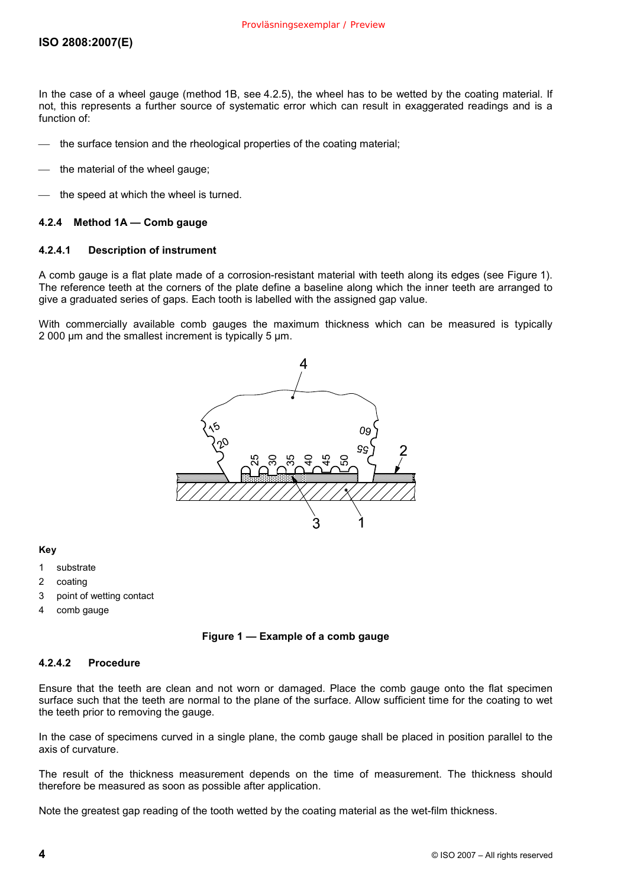In the case of a wheel gauge (method 1B, see 4.2.5), the wheel has to be wetted by the coating material. If not, this represents a further source of systematic error which can result in exaggerated readings and is a function of:

- the surface tension and the rheological properties of the coating material;
- the material of the wheel gauge;
- the speed at which the wheel is turned.

### 4.2.4 Method 1A — Comb gauge

#### 4.2.4.1 Description of instrument

A comb gauge is a flat plate made of a corrosion-resistant material with teeth along its edges (see Figure 1). The reference teeth at the corners of the plate define a baseline along which the inner teeth are arranged to give a graduated series of gaps. Each tooth is labelled with the assigned gap value.

With commercially available comb gauges the maximum thickness which can be measured is typically 2 000 µm and the smallest increment is typically 5 µm.

**Key**

1 substrate
2 coating
3 point of wetting contact
4 comb gauge

**Figure 1 — Example of a comb gauge**

#### 4.2.4.2 Procedure

Ensure that the teeth are clean and not worn or damaged. Place the comb gauge onto the flat specimen surface such that the teeth are normal to the plane of the surface. Allow sufficient time for the coating to wet the teeth prior to removing the gauge.

In the case of specimens curved in a single plane, the comb gauge shall be placed in position parallel to the axis of curvature.

The result of the thickness measurement depends on the time of measurement. The thickness should therefore be measured as soon as possible after application.

Note the greatest gap reading of the tooth wetted by the coating material as the wet-film thickness.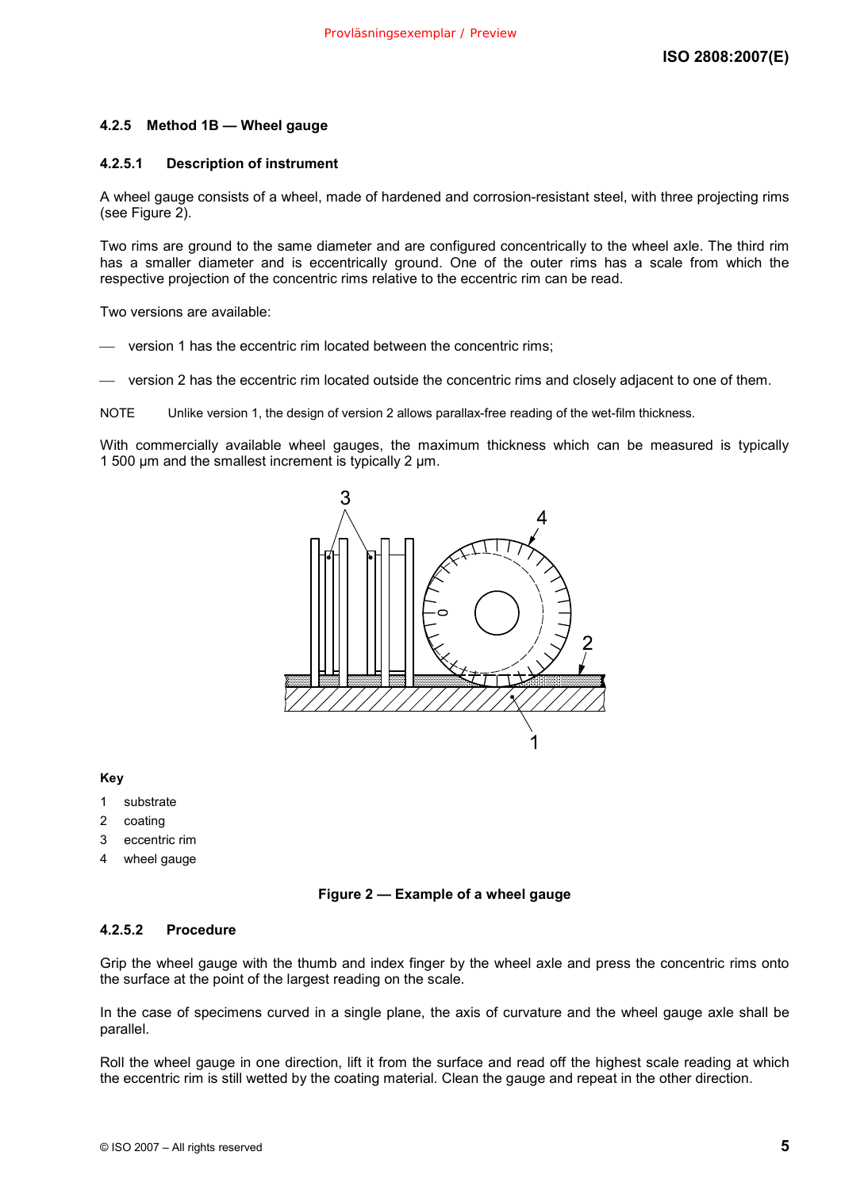#### 4.2.5 Method 1B — Wheel gauge

##### 4.2.5.1 Description of instrument

A wheel gauge consists of a wheel, made of hardened and corrosion-resistant steel, with three projecting rims (see Figure 2).

Two rims are ground to the same diameter and are configured concentrically to the wheel axle. The third rim has a smaller diameter and is eccentrically ground. One of the outer rims has a scale from which the respective projection of the concentric rims relative to the eccentric rim can be read.

Two versions are available:

- version 1 has the eccentric rim located between the concentric rims;
- version 2 has the eccentric rim located outside the concentric rims and closely adjacent to one of them.

NOTE Unlike version 1, the design of version 2 allows parallax-free reading of the wet-film thickness.

With commercially available wheel gauges, the maximum thickness which can be measured is typically 1 500 μm and the smallest increment is typically 2 μm.

3
4
0
2
1

**Key**

1 substrate
2 coating
3 eccentric rim
4 wheel gauge

**Figure 2 — Example of a wheel gauge**

##### 4.2.5.2 Procedure

Grip the wheel gauge with the thumb and index finger by the wheel axle and press the concentric rims onto the surface at the point of the largest reading on the scale.

In the case of specimens curved in a single plane, the axis of curvature and the wheel gauge axle shall be parallel.

Roll the wheel gauge in one direction, lift it from the surface and read off the highest scale reading at which the eccentric rim is still wetted by the coating material. Clean the gauge and repeat in the other direction.